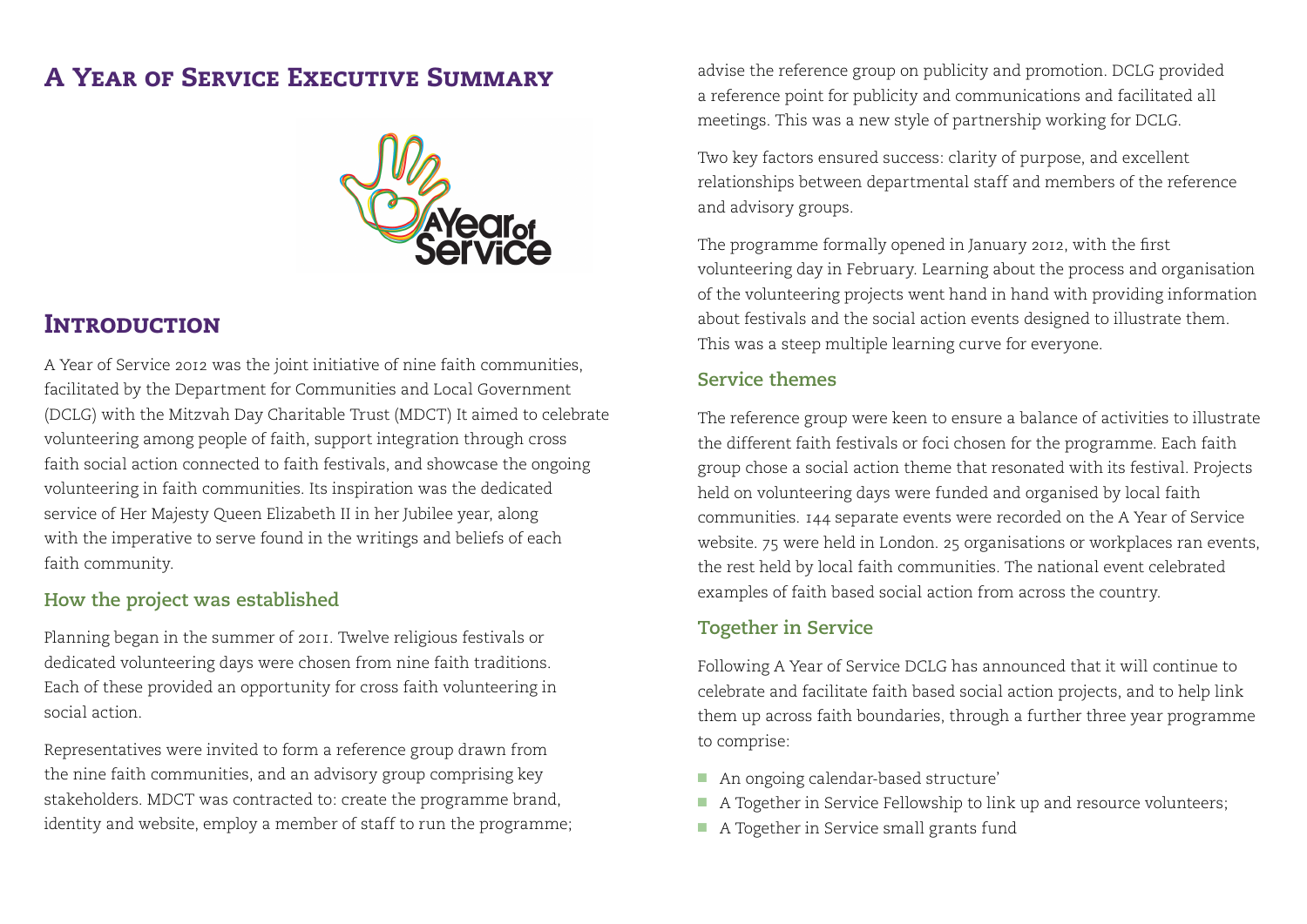# A Year of Service Executive Summary

## Introduction

A Year of Service 2012 was the joint initiative of nine faith communities, facilitated by the Department for Communities and Local Government (DCLG) with the Mitzvah Day Charitable Trust (MDCT) It aimed to celebrate volunteering among people of faith, support integration through cross faith social action connected to faith festivals, and showcase the ongoing volunteering in faith communities. Its inspiration was the dedicated service of Her Majesty Queen Elizabeth II in her Jubilee year, along with the imperative to serve found in the writings and beliefs of each faith community.

### How the project was established

Planning began in the summer of 2011. Twelve religious festivals or dedicated volunteering days were chosen from nine faith traditions. Each of these provided an opportunity for cross faith volunteering in social action.

Representatives were invited to form a reference group drawn from the nine faith communities, and an advisory group comprising key stakeholders. MDCT was contracted to: create the programme brand, identity and website, employ a member of staff to run the programme; advise the reference group on publicity and promotion. DCLG provided a reference point for publicity and communications and facilitated all meetings. This was a new style of partnership working for DCLG.

Two key factors ensured success: clarity of purpose, and excellent relationships between departmental staff and members of the reference and advisory groups.

The programme formally opened in January 2012, with the first volunteering day in February. Learning about the process and organisation of the volunteering projects went hand in hand with providing information about festivals and the social action events designed to illustrate them. This was a steep multiple learning curve for everyone.

### Service themes

The reference group were keen to ensure a balance of activities to illustrate the different faith festivals or foci chosen for the programme. Each faith group chose a social action theme that resonated with its festival. Projects held on volunteering days were funded and organised by local faith communities. 144 separate events were recorded on the A Year of Service website. 75 were held in London. 25 organisations or workplaces ran events, the rest held by local faith communities. The national event celebrated examples of faith based social action from across the country.

### Together in Service

Following A Year of Service DCLG has announced that it will continue to celebrate and facilitate faith based social action projects, and to help link them up across faith boundaries, through a further three year programme to comprise:

- An ongoing calendar-based structure'
- A Together in Service Fellowship to link up and resource volunteers;
- A Together in Service small grants fund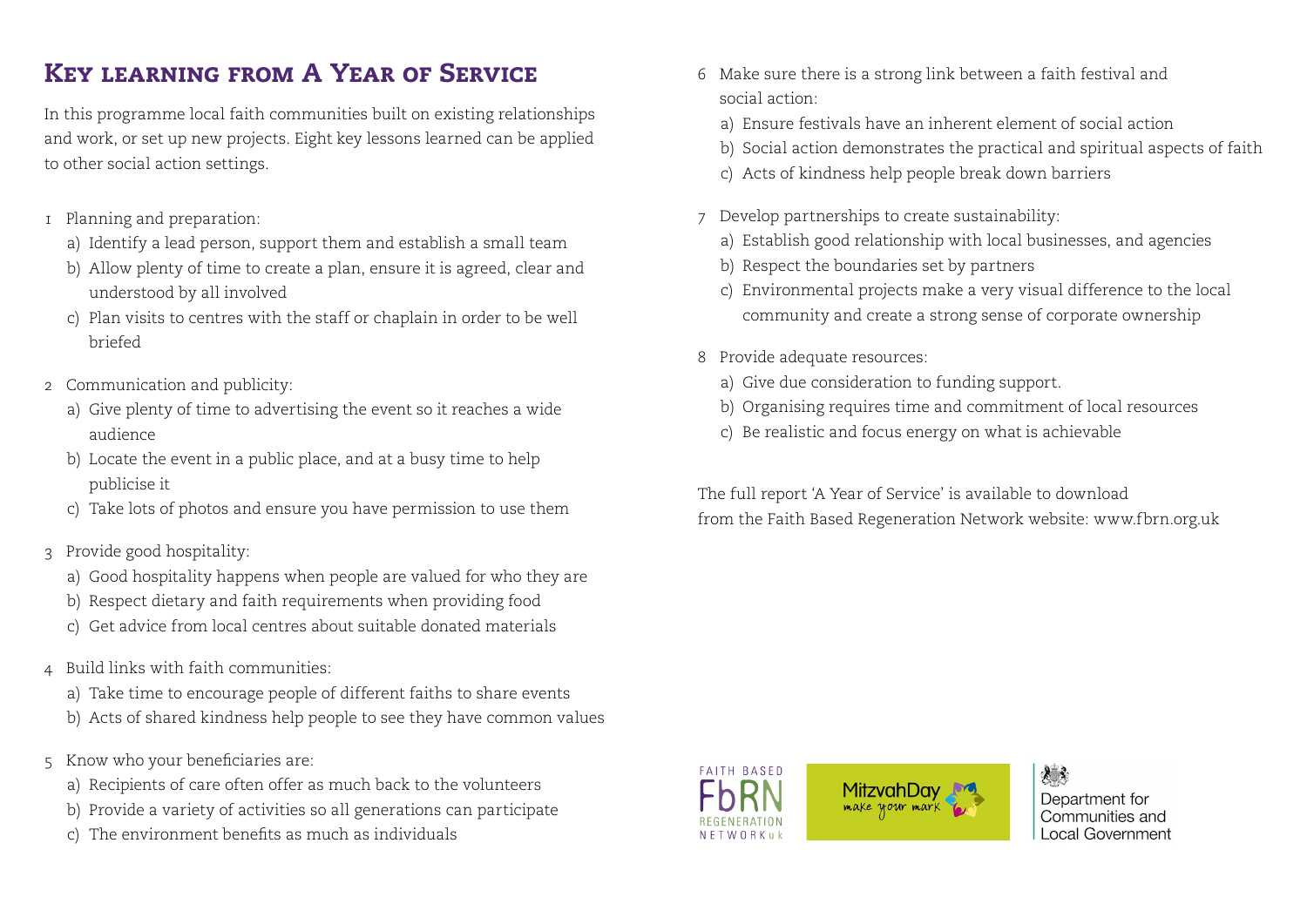## Key learning from A Year of Service

In this programme local faith communities built on existing relationships and work, or set up new projects. Eight key lessons learned can be applied to other social action settings.

1. Planning and preparation:
   a) Identify a lead person, support them and establish a small team
   b) Allow plenty of time to create a plan, ensure it is agreed, clear and understood by all involved
   c) Plan visits to centres with the staff or chaplain in order to be well briefed
2. Communication and publicity:
   a) Give plenty of time to advertising the event so it reaches a wide audience
   b) Locate the event in a public place, and at a busy time to help publicise it
   c) Take lots of photos and ensure you have permission to use them
3. Provide good hospitality:
   a) Good hospitality happens when people are valued for who they are
   b) Respect dietary and faith requirements when providing food
   c) Get advice from local centres about suitable donated materials
4. Build links with faith communities:
   a) Take time to encourage people of different faiths to share events
   b) Acts of shared kindness help people to see they have common values
5. Know who your beneficiaries are:
   a) Recipients of care often offer as much back to the volunteers
   b) Provide a variety of activities so all generations can participate
   c) The environment benefits as much as individuals
6. Make sure there is a strong link between a faith festival and social action:
   a) Ensure festivals have an inherent element of social action
   b) Social action demonstrates the practical and spiritual aspects of faith
   c) Acts of kindness help people break down barriers
7. Develop partnerships to create sustainability:
   a) Establish good relationship with local businesses, and agencies
   b) Respect the boundaries set by partners
   c) Environmental projects make a very visual difference to the local community and create a strong sense of corporate ownership
8. Provide adequate resources:
   a) Give due consideration to funding support.
   b) Organising requires time and commitment of local resources
   c) Be realistic and focus energy on what is achievable

The full report 'A Year of Service' is available to download from the Faith Based Regeneration Network website: www.fbrn.org.uk

FAITH BASED FbRN REGENERATION NETWORK uk

MitzvahDay make your mark

Department for Communities and Local Government